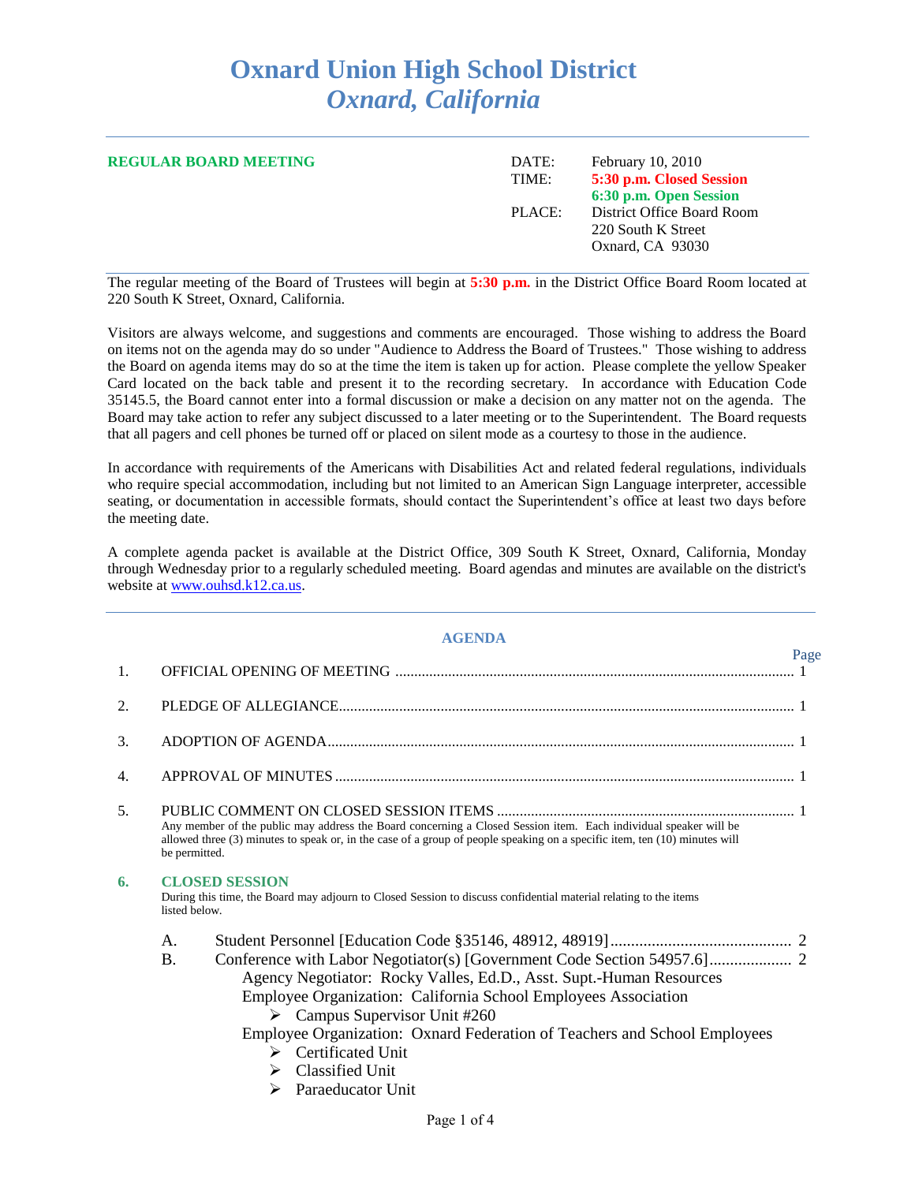# Oxnard Union High School District
## *Oxnard, California*

**REGULAR BOARD MEETING**

| | |
|---|---|
| DATE: | February 10, 2010 |
| TIME: | **5:30 p.m. Closed Session** |
| | **6:30 p.m. Open Session** |
| PLACE: | District Office Board Room |
| | 220 South K Street |
| | Oxnard, CA 93030 |

The regular meeting of the Board of Trustees will begin at **5:30 p.m.** in the District Office Board Room located at 220 South K Street, Oxnard, California.

Visitors are always welcome, and suggestions and comments are encouraged. Those wishing to address the Board on items not on the agenda may do so under "Audience to Address the Board of Trustees." Those wishing to address the Board on agenda items may do so at the time the item is taken up for action. Please complete the yellow Speaker Card located on the back table and present it to the recording secretary. In accordance with Education Code 35145.5, the Board cannot enter into a formal discussion or make a decision on any matter not on the agenda. The Board may take action to refer any subject discussed to a later meeting or to the Superintendent. The Board requests that all pagers and cell phones be turned off or placed on silent mode as a courtesy to those in the audience.

In accordance with requirements of the Americans with Disabilities Act and related federal regulations, individuals who require special accommodation, including but not limited to an American Sign Language interpreter, accessible seating, or documentation in accessible formats, should contact the Superintendent's office at least two days before the meeting date.

A complete agenda packet is available at the District Office, 309 South K Street, Oxnard, California, Monday through Wednesday prior to a regularly scheduled meeting. Board agendas and minutes are available on the district's website at www.ouhsd.k12.ca.us.

## AGENDA

| | | Page |
|---|---|---|
| 1. | OFFICIAL OPENING OF MEETING | 1 |
| 2. | PLEDGE OF ALLEGIANCE | 1 |
| 3. | ADOPTION OF AGENDA | 1 |
| 4. | APPROVAL OF MINUTES | 1 |
| 5. | PUBLIC COMMENT ON CLOSED SESSION ITEMS | 1 |

Any member of the public may address the Board concerning a Closed Session item. Each individual speaker will be allowed three (3) minutes to speak or, in the case of a group of people speaking on a specific item, ten (10) minutes will be permitted.

**6. CLOSED SESSION**

During this time, the Board may adjourn to Closed Session to discuss confidential material relating to the items listed below.

A. Student Personnel [Education Code §35146, 48912, 48919] ... 2

B. Conference with Labor Negotiator(s) [Government Code Section 54957.6] ... 2

Agency Negotiator: Rocky Valles, Ed.D., Asst. Supt.-Human Resources

Employee Organization: California School Employees Association

- Campus Supervisor Unit #260

Employee Organization: Oxnard Federation of Teachers and School Employees

- Certificated Unit
- Classified Unit
- Paraeducator Unit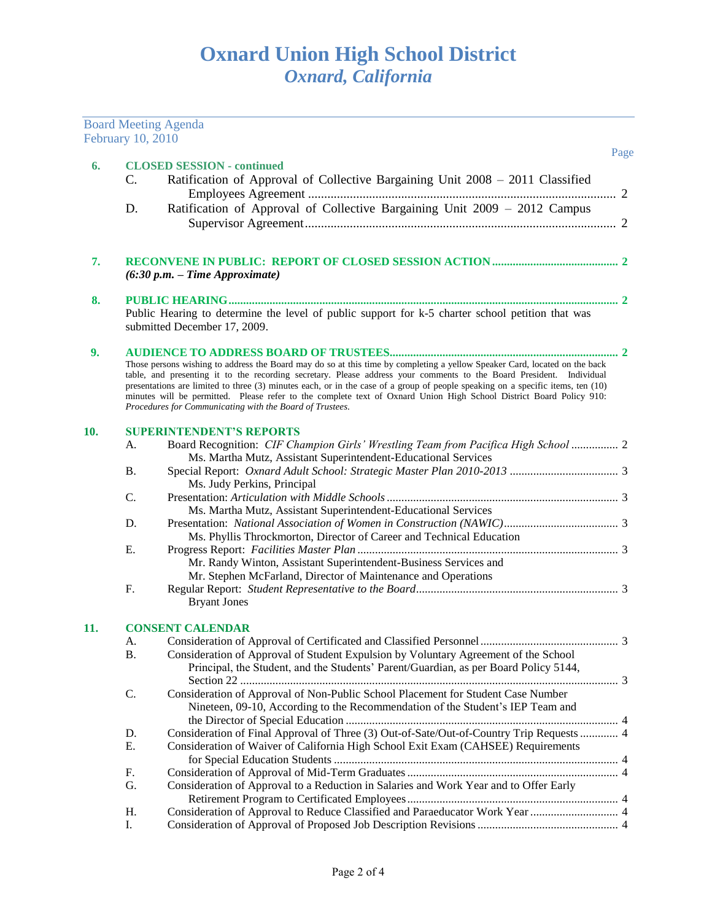# Oxnard Union High School District
## *Oxnard, California*

Board Meeting Agenda
February 10, 2010

Page

**6. CLOSED SESSION - continued**

C. Ratification of Approval of Collective Bargaining Unit 2008 – 2011 Classified Employees Agreement .......... 2

D. Ratification of Approval of Collective Bargaining Unit 2009 – 2012 Campus Supervisor Agreement .......... 2

**7. RECONVENE IN PUBLIC: REPORT OF CLOSED SESSION ACTION .......... 2**

***(6:30 p.m. – Time Approximate)***

**8. PUBLIC HEARING .......... 2**

Public Hearing to determine the level of public support for k-5 charter school petition that was submitted December 17, 2009.

**9. AUDIENCE TO ADDRESS BOARD OF TRUSTEES .......... 2**

Those persons wishing to address the Board may do so at this time by completing a yellow Speaker Card, located on the back table, and presenting it to the recording secretary. Please address your comments to the Board President. Individual presentations are limited to three (3) minutes each, or in the case of a group of people speaking on a specific items, ten (10) minutes will be permitted. Please refer to the complete text of Oxnard Union High School District Board Policy 910: *Procedures for Communicating with the Board of Trustees.*

**10. SUPERINTENDENT'S REPORTS**

A. Board Recognition: *CIF Champion Girls' Wrestling Team from Pacifica High School* .......... 2
Ms. Martha Mutz, Assistant Superintendent-Educational Services

B. Special Report: *Oxnard Adult School: Strategic Master Plan 2010-2013* .......... 3
Ms. Judy Perkins, Principal

C. Presentation: *Articulation with Middle Schools* .......... 3
Ms. Martha Mutz, Assistant Superintendent-Educational Services

D. Presentation: *National Association of Women in Construction (NAWIC)* .......... 3
Ms. Phyllis Throckmorton, Director of Career and Technical Education

E. Progress Report: *Facilities Master Plan* .......... 3
Mr. Randy Winton, Assistant Superintendent-Business Services and
Mr. Stephen McFarland, Director of Maintenance and Operations

F. Regular Report: *Student Representative to the Board* .......... 3
Bryant Jones

**11. CONSENT CALENDAR**

A. Consideration of Approval of Certificated and Classified Personnel .......... 3

B. Consideration of Approval of Student Expulsion by Voluntary Agreement of the School Principal, the Student, and the Students' Parent/Guardian, as per Board Policy 5144, Section 22 .......... 3

C. Consideration of Approval of Non-Public School Placement for Student Case Number Nineteen, 09-10, According to the Recommendation of the Student's IEP Team and the Director of Special Education .......... 4

D. Consideration of Final Approval of Three (3) Out-of-Sate/Out-of-Country Trip Requests .......... 4

E. Consideration of Waiver of California High School Exit Exam (CAHSEE) Requirements for Special Education Students .......... 4

F. Consideration of Approval of Mid-Term Graduates .......... 4

G. Consideration of Approval to a Reduction in Salaries and Work Year and to Offer Early Retirement Program to Certificated Employees .......... 4

H. Consideration of Approval to Reduce Classified and Paraeducator Work Year .......... 4

I. Consideration of Approval of Proposed Job Description Revisions .......... 4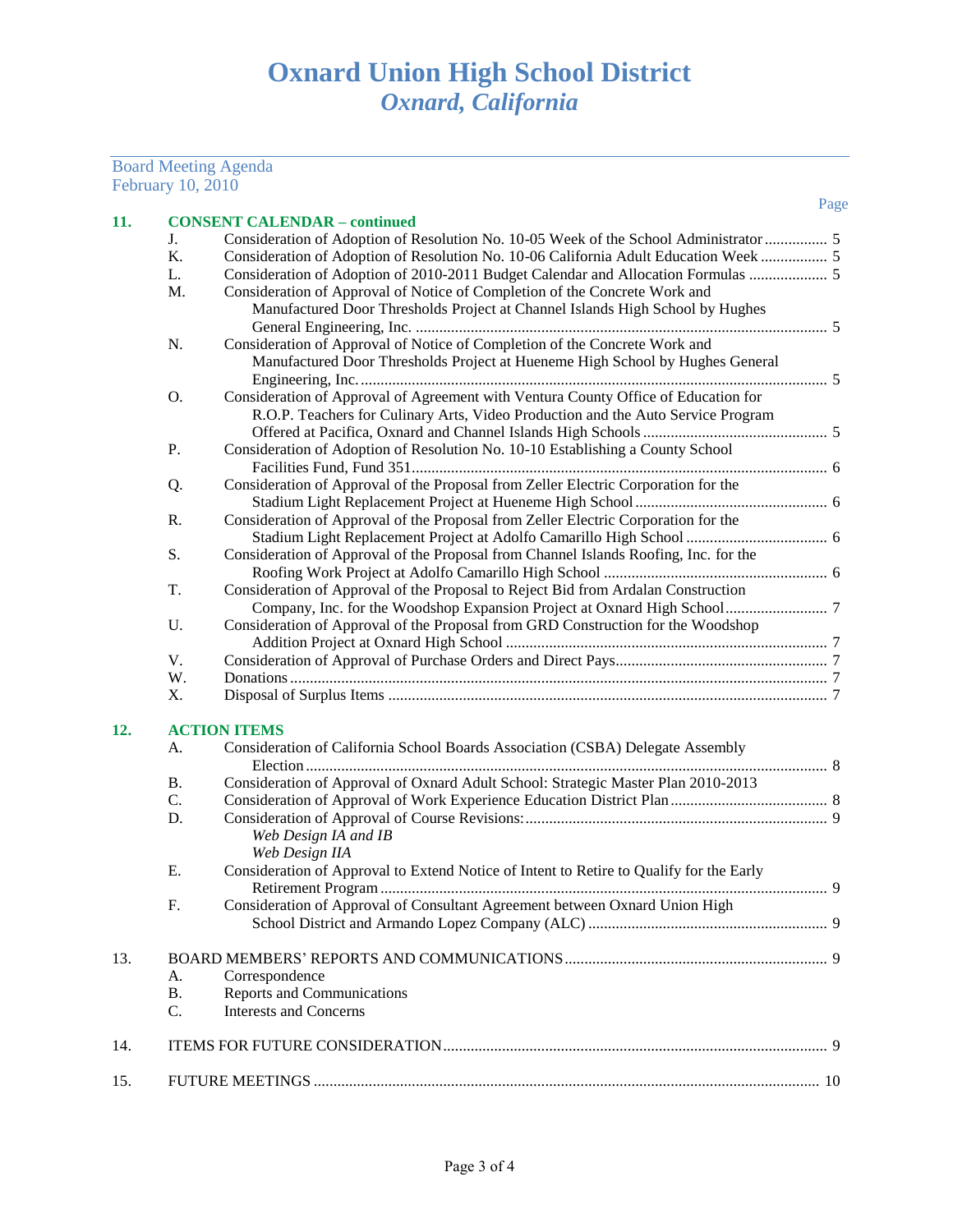# Oxnard Union High School District
## *Oxnard, California*

Board Meeting Agenda
February 10, 2010

Page

**11. CONSENT CALENDAR – continued**

J. Consideration of Adoption of Resolution No. 10-05 Week of the School Administrator ................ 5
K. Consideration of Adoption of Resolution No. 10-06 California Adult Education Week ................. 5
L. Consideration of Adoption of 2010-2011 Budget Calendar and Allocation Formulas .................... 5
M. Consideration of Approval of Notice of Completion of the Concrete Work and Manufactured Door Thresholds Project at Channel Islands High School by Hughes General Engineering, Inc. ........................................................................................................ 5
N. Consideration of Approval of Notice of Completion of the Concrete Work and Manufactured Door Thresholds Project at Hueneme High School by Hughes General Engineering, Inc. ...................................................................................................... 5
O. Consideration of Approval of Agreement with Ventura County Office of Education for R.O.P. Teachers for Culinary Arts, Video Production and the Auto Service Program Offered at Pacifica, Oxnard and Channel Islands High Schools .............................................. 5
P. Consideration of Adoption of Resolution No. 10-10 Establishing a County School Facilities Fund, Fund 351.......................................................................................................... 6
Q. Consideration of Approval of the Proposal from Zeller Electric Corporation for the Stadium Light Replacement Project at Hueneme High School ................................................. 6
R. Consideration of Approval of the Proposal from Zeller Electric Corporation for the Stadium Light Replacement Project at Adolfo Camarillo High School .................................... 6
S. Consideration of Approval of the Proposal from Channel Islands Roofing, Inc. for the Roofing Work Project at Adolfo Camarillo High School ......................................................... 6
T. Consideration of Approval of the Proposal to Reject Bid from Ardalan Construction Company, Inc. for the Woodshop Expansion Project at Oxnard High School.......................... 7
U. Consideration of Approval of the Proposal from GRD Construction for the Woodshop Addition Project at Oxnard High School ................................................................................. 7
V. Consideration of Approval of Purchase Orders and Direct Pays...................................................... 7
W. Donations ........................................................................................................................................ 7
X. Disposal of Surplus Items ............................................................................................................... 7

**12. ACTION ITEMS**

A. Consideration of California School Boards Association (CSBA) Delegate Assembly Election ..................................................................................................................................... 8
B. Consideration of Approval of Oxnard Adult School: Strategic Master Plan 2010-2013
C. Consideration of Approval of Work Experience Education District Plan........................................ 8
D. Consideration of Approval of Course Revisions:............................................................................ 9
   *Web Design IA and IB*
   *Web Design IIA*
E. Consideration of Approval to Extend Notice of Intent to Retire to Qualify for the Early Retirement Program ................................................................................................................. 9
F. Consideration of Approval of Consultant Agreement between Oxnard Union High School District and Armando Lopez Company (ALC) ............................................................. 9

13. BOARD MEMBERS' REPORTS AND COMMUNICATIONS.................................................................. 9

A. Correspondence
B. Reports and Communications
C. Interests and Concerns

14. ITEMS FOR FUTURE CONSIDERATION................................................................................................. 9

15. FUTURE MEETINGS .............................................................................................................................. 10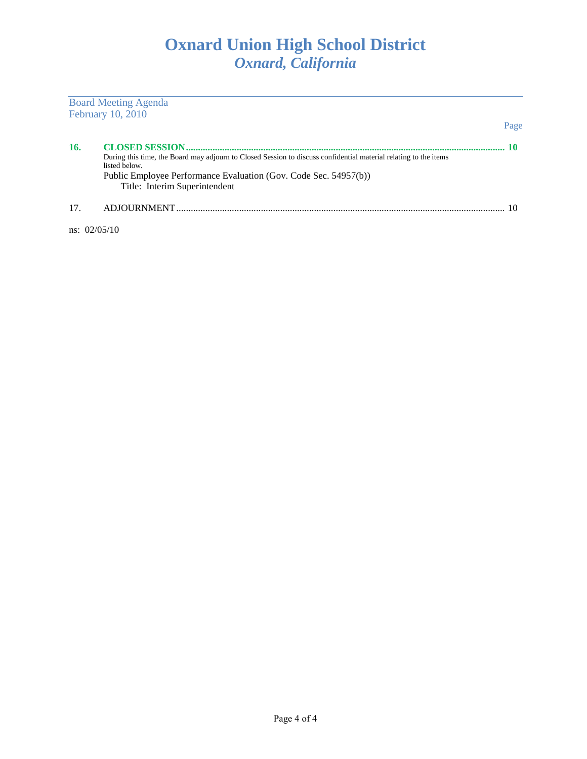# Oxnard Union High School District
## *Oxnard, California*

Board Meeting Agenda
February 10, 2010

Page

**16. CLOSED SESSION .......................................................................... 10**

During this time, the Board may adjourn to Closed Session to discuss confidential material relating to the items listed below.

Public Employee Performance Evaluation (Gov. Code Sec. 54957(b))
Title: Interim Superintendent

17. ADJOURNMENT .......................................................................... 10

ns: 02/05/10